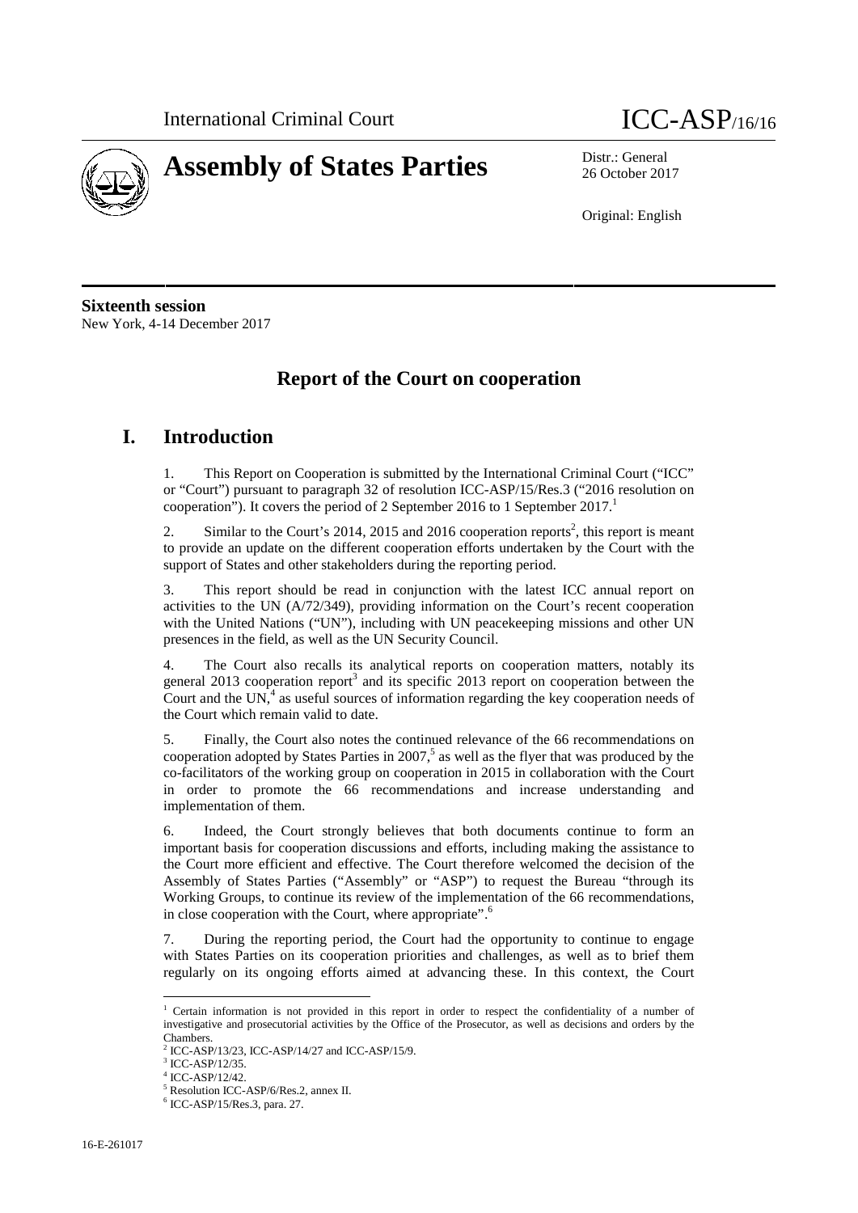International Criminal Court ICC-ASP/16/16

# Assembly of States Parties

Distr.: General
26 October 2017

Original: English

**Sixteenth session**
New York, 4-14 December 2017

## Report of the Court on cooperation

## I. Introduction

1. This Report on Cooperation is submitted by the International Criminal Court ("ICC" or "Court") pursuant to paragraph 32 of resolution ICC-ASP/15/Res.3 ("2016 resolution on cooperation"). It covers the period of 2 September 2016 to 1 September 2017.[1]

2. Similar to the Court's 2014, 2015 and 2016 cooperation reports[2], this report is meant to provide an update on the different cooperation efforts undertaken by the Court with the support of States and other stakeholders during the reporting period.

3. This report should be read in conjunction with the latest ICC annual report on activities to the UN (A/72/349), providing information on the Court's recent cooperation with the United Nations ("UN"), including with UN peacekeeping missions and other UN presences in the field, as well as the UN Security Council.

4. The Court also recalls its analytical reports on cooperation matters, notably its general 2013 cooperation report[3] and its specific 2013 report on cooperation between the Court and the UN,[4] as useful sources of information regarding the key cooperation needs of the Court which remain valid to date.

5. Finally, the Court also notes the continued relevance of the 66 recommendations on cooperation adopted by States Parties in 2007,[5] as well as the flyer that was produced by the co-facilitators of the working group on cooperation in 2015 in collaboration with the Court in order to promote the 66 recommendations and increase understanding and implementation of them.

6. Indeed, the Court strongly believes that both documents continue to form an important basis for cooperation discussions and efforts, including making the assistance to the Court more efficient and effective. The Court therefore welcomed the decision of the Assembly of States Parties ("Assembly" or "ASP") to request the Bureau "through its Working Groups, to continue its review of the implementation of the 66 recommendations, in close cooperation with the Court, where appropriate".[6]

7. During the reporting period, the Court had the opportunity to continue to engage with States Parties on its cooperation priorities and challenges, as well as to brief them regularly on its ongoing efforts aimed at advancing these. In this context, the Court

---

[1] Certain information is not provided in this report in order to respect the confidentiality of a number of investigative and prosecutorial activities by the Office of the Prosecutor, as well as decisions and orders by the Chambers.

[2] ICC-ASP/13/23, ICC-ASP/14/27 and ICC-ASP/15/9.

[3] ICC-ASP/12/35.

[4] ICC-ASP/12/42.

[5] Resolution ICC-ASP/6/Res.2, annex II.

[6] ICC-ASP/15/Res.3, para. 27.

16-E-261017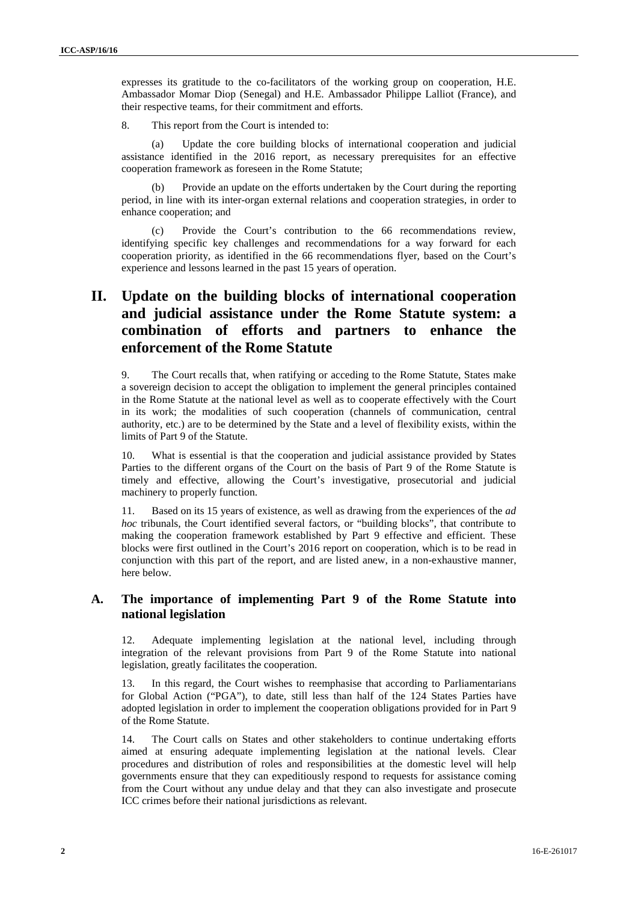expresses its gratitude to the co-facilitators of the working group on cooperation, H.E. Ambassador Momar Diop (Senegal) and H.E. Ambassador Philippe Lalliot (France), and their respective teams, for their commitment and efforts.

8. This report from the Court is intended to:

(a) Update the core building blocks of international cooperation and judicial assistance identified in the 2016 report, as necessary prerequisites for an effective cooperation framework as foreseen in the Rome Statute;

(b) Provide an update on the efforts undertaken by the Court during the reporting period, in line with its inter-organ external relations and cooperation strategies, in order to enhance cooperation; and

(c) Provide the Court's contribution to the 66 recommendations review, identifying specific key challenges and recommendations for a way forward for each cooperation priority, as identified in the 66 recommendations flyer, based on the Court's experience and lessons learned in the past 15 years of operation.

# II. Update on the building blocks of international cooperation and judicial assistance under the Rome Statute system: a combination of efforts and partners to enhance the enforcement of the Rome Statute

9. The Court recalls that, when ratifying or acceding to the Rome Statute, States make a sovereign decision to accept the obligation to implement the general principles contained in the Rome Statute at the national level as well as to cooperate effectively with the Court in its work; the modalities of such cooperation (channels of communication, central authority, etc.) are to be determined by the State and a level of flexibility exists, within the limits of Part 9 of the Statute.

10. What is essential is that the cooperation and judicial assistance provided by States Parties to the different organs of the Court on the basis of Part 9 of the Rome Statute is timely and effective, allowing the Court's investigative, prosecutorial and judicial machinery to properly function.

11. Based on its 15 years of existence, as well as drawing from the experiences of the *ad hoc* tribunals, the Court identified several factors, or "building blocks", that contribute to making the cooperation framework established by Part 9 effective and efficient. These blocks were first outlined in the Court's 2016 report on cooperation, which is to be read in conjunction with this part of the report, and are listed anew, in a non-exhaustive manner, here below.

## A. The importance of implementing Part 9 of the Rome Statute into national legislation

12. Adequate implementing legislation at the national level, including through integration of the relevant provisions from Part 9 of the Rome Statute into national legislation, greatly facilitates the cooperation.

13. In this regard, the Court wishes to reemphasise that according to Parliamentarians for Global Action ("PGA"), to date, still less than half of the 124 States Parties have adopted legislation in order to implement the cooperation obligations provided for in Part 9 of the Rome Statute.

14. The Court calls on States and other stakeholders to continue undertaking efforts aimed at ensuring adequate implementing legislation at the national levels. Clear procedures and distribution of roles and responsibilities at the domestic level will help governments ensure that they can expeditiously respond to requests for assistance coming from the Court without any undue delay and that they can also investigate and prosecute ICC crimes before their national jurisdictions as relevant.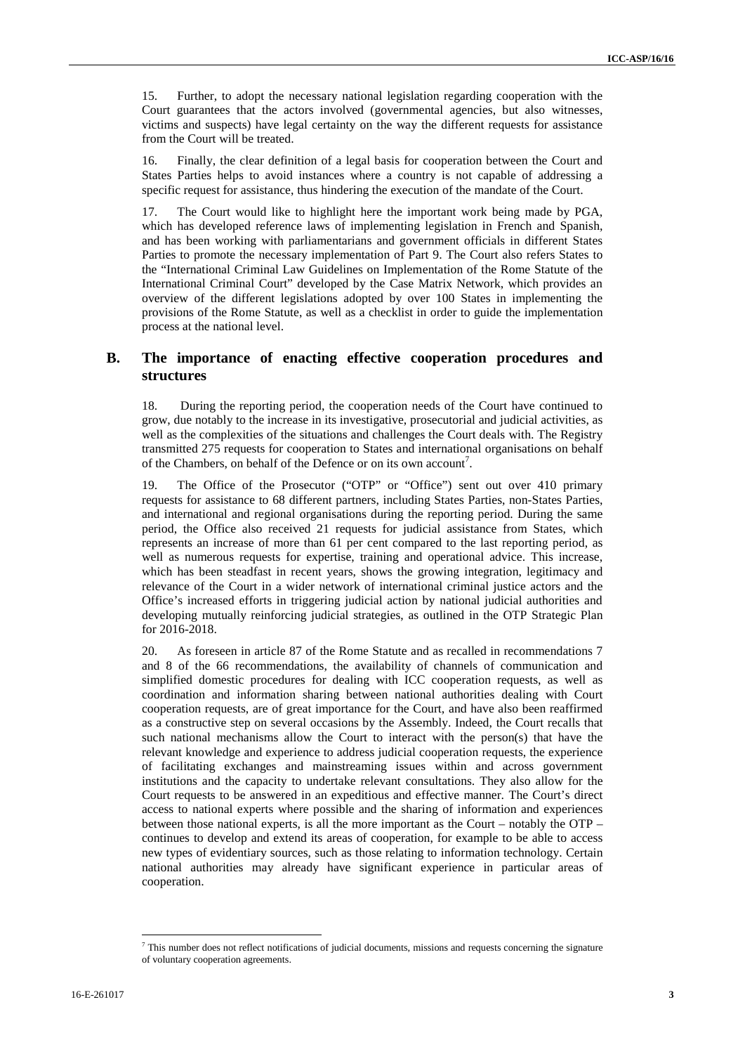15. Further, to adopt the necessary national legislation regarding cooperation with the Court guarantees that the actors involved (governmental agencies, but also witnesses, victims and suspects) have legal certainty on the way the different requests for assistance from the Court will be treated.

16. Finally, the clear definition of a legal basis for cooperation between the Court and States Parties helps to avoid instances where a country is not capable of addressing a specific request for assistance, thus hindering the execution of the mandate of the Court.

17. The Court would like to highlight here the important work being made by PGA, which has developed reference laws of implementing legislation in French and Spanish, and has been working with parliamentarians and government officials in different States Parties to promote the necessary implementation of Part 9. The Court also refers States to the "International Criminal Law Guidelines on Implementation of the Rome Statute of the International Criminal Court" developed by the Case Matrix Network, which provides an overview of the different legislations adopted by over 100 States in implementing the provisions of the Rome Statute, as well as a checklist in order to guide the implementation process at the national level.

## B. The importance of enacting effective cooperation procedures and structures

18. During the reporting period, the cooperation needs of the Court have continued to grow, due notably to the increase in its investigative, prosecutorial and judicial activities, as well as the complexities of the situations and challenges the Court deals with. The Registry transmitted 275 requests for cooperation to States and international organisations on behalf of the Chambers, on behalf of the Defence or on its own account[7].

19. The Office of the Prosecutor ("OTP" or "Office") sent out over 410 primary requests for assistance to 68 different partners, including States Parties, non-States Parties, and international and regional organisations during the reporting period. During the same period, the Office also received 21 requests for judicial assistance from States, which represents an increase of more than 61 per cent compared to the last reporting period, as well as numerous requests for expertise, training and operational advice. This increase, which has been steadfast in recent years, shows the growing integration, legitimacy and relevance of the Court in a wider network of international criminal justice actors and the Office's increased efforts in triggering judicial action by national judicial authorities and developing mutually reinforcing judicial strategies, as outlined in the OTP Strategic Plan for 2016-2018.

20. As foreseen in article 87 of the Rome Statute and as recalled in recommendations 7 and 8 of the 66 recommendations, the availability of channels of communication and simplified domestic procedures for dealing with ICC cooperation requests, as well as coordination and information sharing between national authorities dealing with Court cooperation requests, are of great importance for the Court, and have also been reaffirmed as a constructive step on several occasions by the Assembly. Indeed, the Court recalls that such national mechanisms allow the Court to interact with the person(s) that have the relevant knowledge and experience to address judicial cooperation requests, the experience of facilitating exchanges and mainstreaming issues within and across government institutions and the capacity to undertake relevant consultations. They also allow for the Court requests to be answered in an expeditious and effective manner. The Court's direct access to national experts where possible and the sharing of information and experiences between those national experts, is all the more important as the Court – notably the OTP – continues to develop and extend its areas of cooperation, for example to be able to access new types of evidentiary sources, such as those relating to information technology. Certain national authorities may already have significant experience in particular areas of cooperation.

[7] This number does not reflect notifications of judicial documents, missions and requests concerning the signature of voluntary cooperation agreements.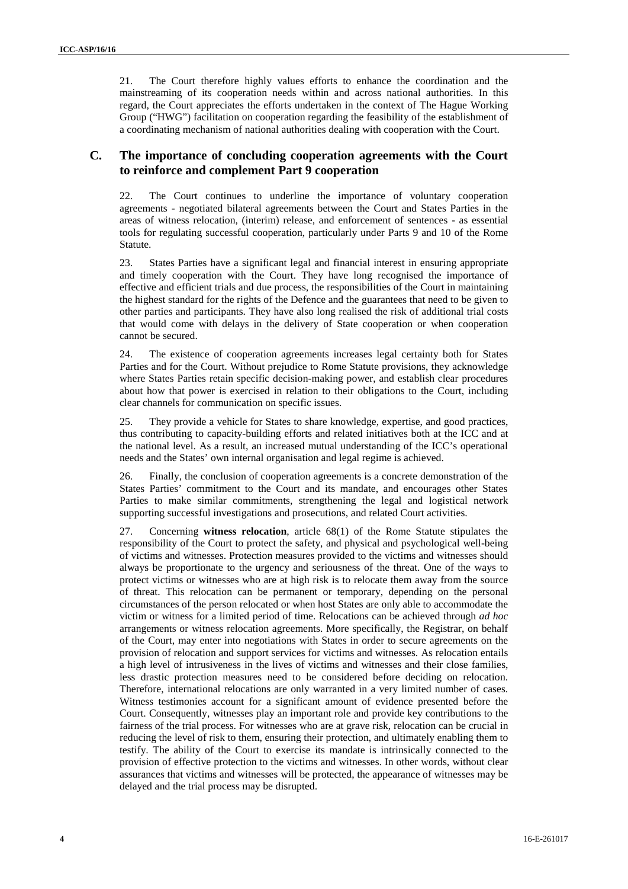21. The Court therefore highly values efforts to enhance the coordination and the mainstreaming of its cooperation needs within and across national authorities. In this regard, the Court appreciates the efforts undertaken in the context of The Hague Working Group ("HWG") facilitation on cooperation regarding the feasibility of the establishment of a coordinating mechanism of national authorities dealing with cooperation with the Court.

## C. The importance of concluding cooperation agreements with the Court to reinforce and complement Part 9 cooperation

22. The Court continues to underline the importance of voluntary cooperation agreements - negotiated bilateral agreements between the Court and States Parties in the areas of witness relocation, (interim) release, and enforcement of sentences - as essential tools for regulating successful cooperation, particularly under Parts 9 and 10 of the Rome Statute.

23. States Parties have a significant legal and financial interest in ensuring appropriate and timely cooperation with the Court. They have long recognised the importance of effective and efficient trials and due process, the responsibilities of the Court in maintaining the highest standard for the rights of the Defence and the guarantees that need to be given to other parties and participants. They have also long realised the risk of additional trial costs that would come with delays in the delivery of State cooperation or when cooperation cannot be secured.

24. The existence of cooperation agreements increases legal certainty both for States Parties and for the Court. Without prejudice to Rome Statute provisions, they acknowledge where States Parties retain specific decision-making power, and establish clear procedures about how that power is exercised in relation to their obligations to the Court, including clear channels for communication on specific issues.

25. They provide a vehicle for States to share knowledge, expertise, and good practices, thus contributing to capacity-building efforts and related initiatives both at the ICC and at the national level. As a result, an increased mutual understanding of the ICC's operational needs and the States' own internal organisation and legal regime is achieved.

26. Finally, the conclusion of cooperation agreements is a concrete demonstration of the States Parties' commitment to the Court and its mandate, and encourages other States Parties to make similar commitments, strengthening the legal and logistical network supporting successful investigations and prosecutions, and related Court activities.

27. Concerning **witness relocation**, article 68(1) of the Rome Statute stipulates the responsibility of the Court to protect the safety, and physical and psychological well-being of victims and witnesses. Protection measures provided to the victims and witnesses should always be proportionate to the urgency and seriousness of the threat. One of the ways to protect victims or witnesses who are at high risk is to relocate them away from the source of threat. This relocation can be permanent or temporary, depending on the personal circumstances of the person relocated or when host States are only able to accommodate the victim or witness for a limited period of time. Relocations can be achieved through *ad hoc* arrangements or witness relocation agreements. More specifically, the Registrar, on behalf of the Court, may enter into negotiations with States in order to secure agreements on the provision of relocation and support services for victims and witnesses. As relocation entails a high level of intrusiveness in the lives of victims and witnesses and their close families, less drastic protection measures need to be considered before deciding on relocation. Therefore, international relocations are only warranted in a very limited number of cases. Witness testimonies account for a significant amount of evidence presented before the Court. Consequently, witnesses play an important role and provide key contributions to the fairness of the trial process. For witnesses who are at grave risk, relocation can be crucial in reducing the level of risk to them, ensuring their protection, and ultimately enabling them to testify. The ability of the Court to exercise its mandate is intrinsically connected to the provision of effective protection to the victims and witnesses. In other words, without clear assurances that victims and witnesses will be protected, the appearance of witnesses may be delayed and the trial process may be disrupted.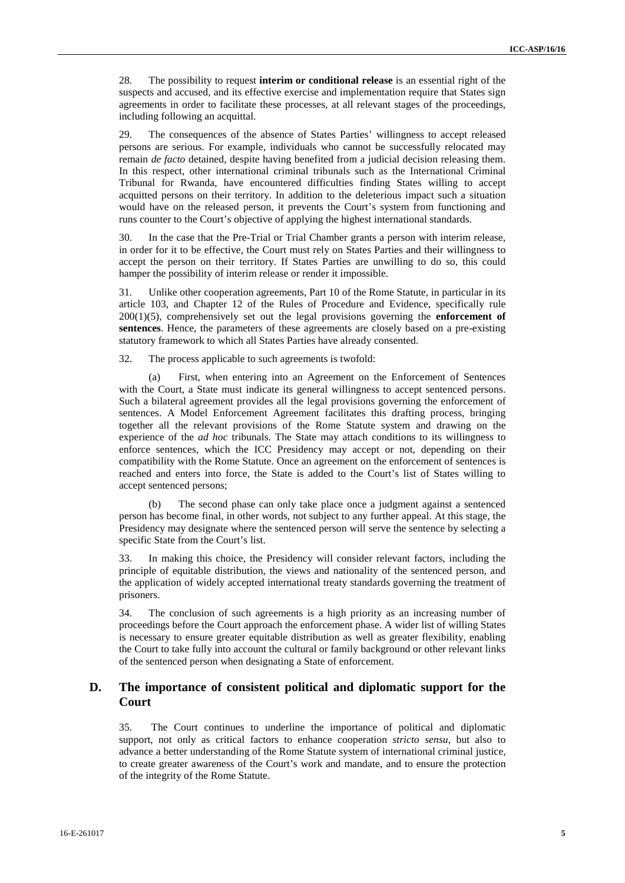28. The possibility to request **interim or conditional release** is an essential right of the suspects and accused, and its effective exercise and implementation require that States sign agreements in order to facilitate these processes, at all relevant stages of the proceedings, including following an acquittal.

29. The consequences of the absence of States Parties' willingness to accept released persons are serious. For example, individuals who cannot be successfully relocated may remain *de facto* detained, despite having benefited from a judicial decision releasing them. In this respect, other international criminal tribunals such as the International Criminal Tribunal for Rwanda, have encountered difficulties finding States willing to accept acquitted persons on their territory. In addition to the deleterious impact such a situation would have on the released person, it prevents the Court's system from functioning and runs counter to the Court's objective of applying the highest international standards.

30. In the case that the Pre-Trial or Trial Chamber grants a person with interim release, in order for it to be effective, the Court must rely on States Parties and their willingness to accept the person on their territory. If States Parties are unwilling to do so, this could hamper the possibility of interim release or render it impossible.

31. Unlike other cooperation agreements, Part 10 of the Rome Statute, in particular in its article 103, and Chapter 12 of the Rules of Procedure and Evidence, specifically rule 200(1)(5), comprehensively set out the legal provisions governing the **enforcement of sentences**. Hence, the parameters of these agreements are closely based on a pre-existing statutory framework to which all States Parties have already consented.

32. The process applicable to such agreements is twofold:

(a) First, when entering into an Agreement on the Enforcement of Sentences with the Court, a State must indicate its general willingness to accept sentenced persons. Such a bilateral agreement provides all the legal provisions governing the enforcement of sentences. A Model Enforcement Agreement facilitates this drafting process, bringing together all the relevant provisions of the Rome Statute system and drawing on the experience of the *ad hoc* tribunals. The State may attach conditions to its willingness to enforce sentences, which the ICC Presidency may accept or not, depending on their compatibility with the Rome Statute. Once an agreement on the enforcement of sentences is reached and enters into force, the State is added to the Court's list of States willing to accept sentenced persons;

(b) The second phase can only take place once a judgment against a sentenced person has become final, in other words, not subject to any further appeal. At this stage, the Presidency may designate where the sentenced person will serve the sentence by selecting a specific State from the Court's list.

33. In making this choice, the Presidency will consider relevant factors, including the principle of equitable distribution, the views and nationality of the sentenced person, and the application of widely accepted international treaty standards governing the treatment of prisoners.

34. The conclusion of such agreements is a high priority as an increasing number of proceedings before the Court approach the enforcement phase. A wider list of willing States is necessary to ensure greater equitable distribution as well as greater flexibility, enabling the Court to take fully into account the cultural or family background or other relevant links of the sentenced person when designating a State of enforcement.

## D. The importance of consistent political and diplomatic support for the Court

35. The Court continues to underline the importance of political and diplomatic support, not only as critical factors to enhance cooperation *stricto sensu*, but also to advance a better understanding of the Rome Statute system of international criminal justice, to create greater awareness of the Court's work and mandate, and to ensure the protection of the integrity of the Rome Statute.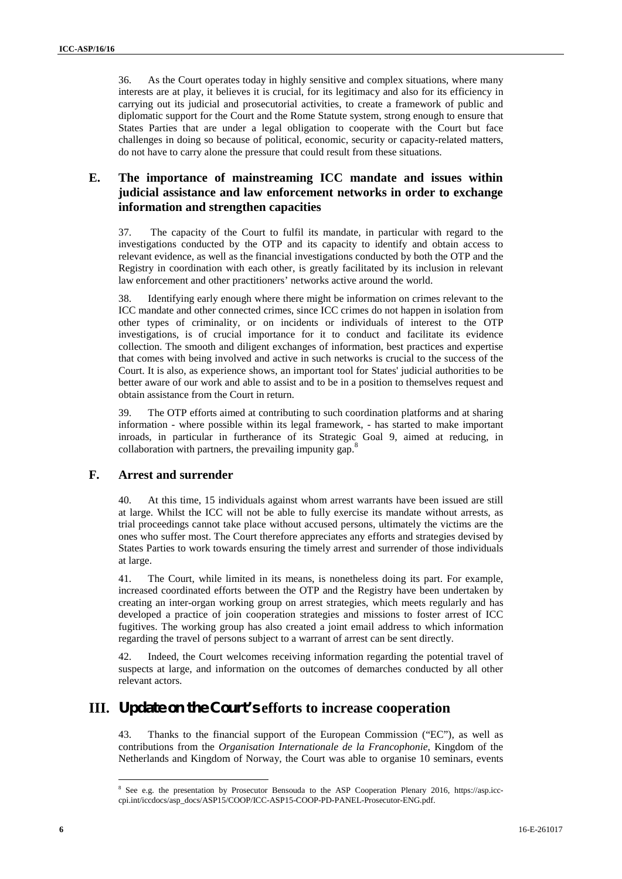36. As the Court operates today in highly sensitive and complex situations, where many interests are at play, it believes it is crucial, for its legitimacy and also for its efficiency in carrying out its judicial and prosecutorial activities, to create a framework of public and diplomatic support for the Court and the Rome Statute system, strong enough to ensure that States Parties that are under a legal obligation to cooperate with the Court but face challenges in doing so because of political, economic, security or capacity-related matters, do not have to carry alone the pressure that could result from these situations.

## E. The importance of mainstreaming ICC mandate and issues within judicial assistance and law enforcement networks in order to exchange information and strengthen capacities

37. The capacity of the Court to fulfil its mandate, in particular with regard to the investigations conducted by the OTP and its capacity to identify and obtain access to relevant evidence, as well as the financial investigations conducted by both the OTP and the Registry in coordination with each other, is greatly facilitated by its inclusion in relevant law enforcement and other practitioners' networks active around the world.

38. Identifying early enough where there might be information on crimes relevant to the ICC mandate and other connected crimes, since ICC crimes do not happen in isolation from other types of criminality, or on incidents or individuals of interest to the OTP investigations, is of crucial importance for it to conduct and facilitate its evidence collection. The smooth and diligent exchanges of information, best practices and expertise that comes with being involved and active in such networks is crucial to the success of the Court. It is also, as experience shows, an important tool for States' judicial authorities to be better aware of our work and able to assist and to be in a position to themselves request and obtain assistance from the Court in return.

39. The OTP efforts aimed at contributing to such coordination platforms and at sharing information - where possible within its legal framework, - has started to make important inroads, in particular in furtherance of its Strategic Goal 9, aimed at reducing, in collaboration with partners, the prevailing impunity gap.[8]

## F. Arrest and surrender

40. At this time, 15 individuals against whom arrest warrants have been issued are still at large. Whilst the ICC will not be able to fully exercise its mandate without arrests, as trial proceedings cannot take place without accused persons, ultimately the victims are the ones who suffer most. The Court therefore appreciates any efforts and strategies devised by States Parties to work towards ensuring the timely arrest and surrender of those individuals at large.

41. The Court, while limited in its means, is nonetheless doing its part. For example, increased coordinated efforts between the OTP and the Registry have been undertaken by creating an inter-organ working group on arrest strategies, which meets regularly and has developed a practice of join cooperation strategies and missions to foster arrest of ICC fugitives. The working group has also created a joint email address to which information regarding the travel of persons subject to a warrant of arrest can be sent directly.

42. Indeed, the Court welcomes receiving information regarding the potential travel of suspects at large, and information on the outcomes of demarches conducted by all other relevant actors.

# III. Update on the Court's efforts to increase cooperation

43. Thanks to the financial support of the European Commission ("EC"), as well as contributions from the *Organisation Internationale de la Francophonie*, Kingdom of the Netherlands and Kingdom of Norway, the Court was able to organise 10 seminars, events

[8] See e.g. the presentation by Prosecutor Bensouda to the ASP Cooperation Plenary 2016, https://asp.icc-cpi.int/iccdocs/asp_docs/ASP15/COOP/ICC-ASP15-COOP-PD-PANEL-Prosecutor-ENG.pdf.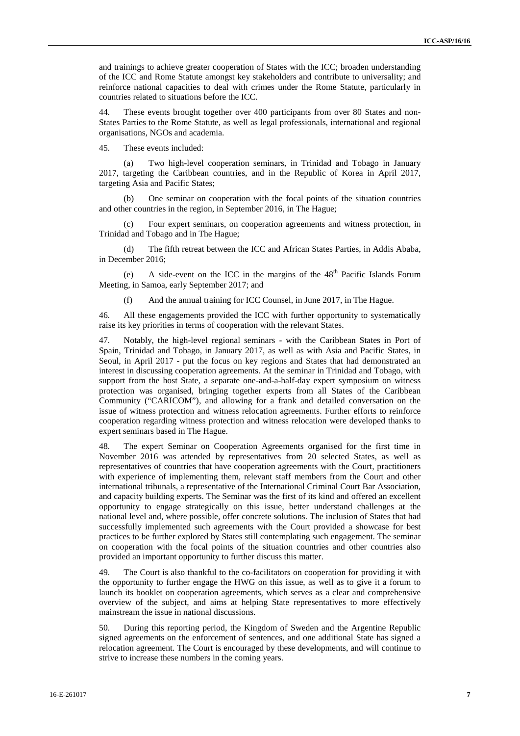and trainings to achieve greater cooperation of States with the ICC; broaden understanding of the ICC and Rome Statute amongst key stakeholders and contribute to universality; and reinforce national capacities to deal with crimes under the Rome Statute, particularly in countries related to situations before the ICC.

44. These events brought together over 400 participants from over 80 States and non-States Parties to the Rome Statute, as well as legal professionals, international and regional organisations, NGOs and academia.

45. These events included:

(a) Two high-level cooperation seminars, in Trinidad and Tobago in January 2017, targeting the Caribbean countries, and in the Republic of Korea in April 2017, targeting Asia and Pacific States;

(b) One seminar on cooperation with the focal points of the situation countries and other countries in the region, in September 2016, in The Hague;

(c) Four expert seminars, on cooperation agreements and witness protection, in Trinidad and Tobago and in The Hague;

(d) The fifth retreat between the ICC and African States Parties, in Addis Ababa, in December 2016;

(e) A side-event on the ICC in the margins of the 48th Pacific Islands Forum Meeting, in Samoa, early September 2017; and

(f) And the annual training for ICC Counsel, in June 2017, in The Hague.

46. All these engagements provided the ICC with further opportunity to systematically raise its key priorities in terms of cooperation with the relevant States.

47. Notably, the high-level regional seminars - with the Caribbean States in Port of Spain, Trinidad and Tobago, in January 2017, as well as with Asia and Pacific States, in Seoul, in April 2017 - put the focus on key regions and States that had demonstrated an interest in discussing cooperation agreements. At the seminar in Trinidad and Tobago, with support from the host State, a separate one-and-a-half-day expert symposium on witness protection was organised, bringing together experts from all States of the Caribbean Community ("CARICOM"), and allowing for a frank and detailed conversation on the issue of witness protection and witness relocation agreements. Further efforts to reinforce cooperation regarding witness protection and witness relocation were developed thanks to expert seminars based in The Hague.

48. The expert Seminar on Cooperation Agreements organised for the first time in November 2016 was attended by representatives from 20 selected States, as well as representatives of countries that have cooperation agreements with the Court, practitioners with experience of implementing them, relevant staff members from the Court and other international tribunals, a representative of the International Criminal Court Bar Association, and capacity building experts. The Seminar was the first of its kind and offered an excellent opportunity to engage strategically on this issue, better understand challenges at the national level and, where possible, offer concrete solutions. The inclusion of States that had successfully implemented such agreements with the Court provided a showcase for best practices to be further explored by States still contemplating such engagement. The seminar on cooperation with the focal points of the situation countries and other countries also provided an important opportunity to further discuss this matter.

49. The Court is also thankful to the co-facilitators on cooperation for providing it with the opportunity to further engage the HWG on this issue, as well as to give it a forum to launch its booklet on cooperation agreements, which serves as a clear and comprehensive overview of the subject, and aims at helping State representatives to more effectively mainstream the issue in national discussions.

50. During this reporting period, the Kingdom of Sweden and the Argentine Republic signed agreements on the enforcement of sentences, and one additional State has signed a relocation agreement. The Court is encouraged by these developments, and will continue to strive to increase these numbers in the coming years.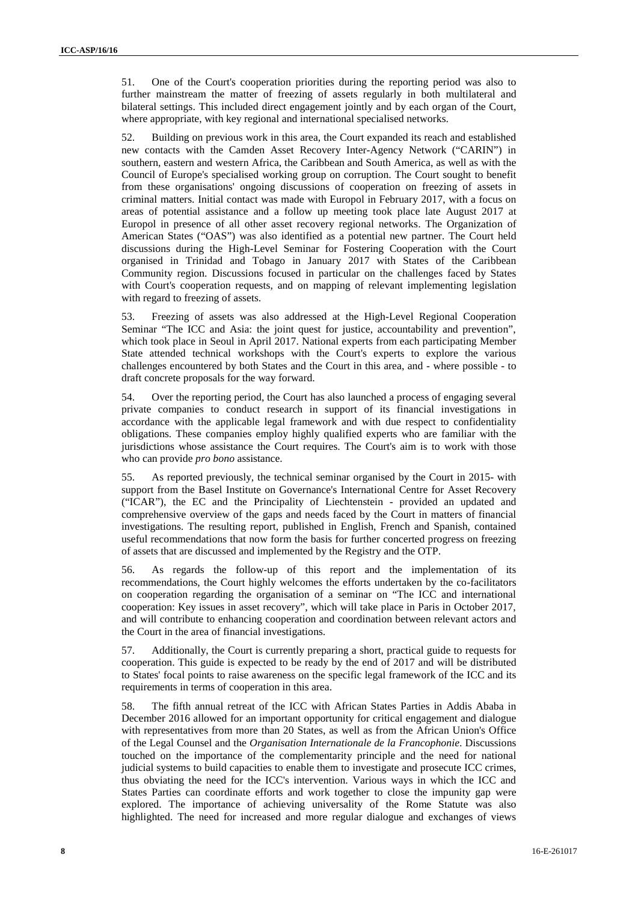51. One of the Court's cooperation priorities during the reporting period was also to further mainstream the matter of freezing of assets regularly in both multilateral and bilateral settings. This included direct engagement jointly and by each organ of the Court, where appropriate, with key regional and international specialised networks.

52. Building on previous work in this area, the Court expanded its reach and established new contacts with the Camden Asset Recovery Inter-Agency Network ("CARIN") in southern, eastern and western Africa, the Caribbean and South America, as well as with the Council of Europe's specialised working group on corruption. The Court sought to benefit from these organisations' ongoing discussions of cooperation on freezing of assets in criminal matters. Initial contact was made with Europol in February 2017, with a focus on areas of potential assistance and a follow up meeting took place late August 2017 at Europol in presence of all other asset recovery regional networks. The Organization of American States ("OAS") was also identified as a potential new partner. The Court held discussions during the High-Level Seminar for Fostering Cooperation with the Court organised in Trinidad and Tobago in January 2017 with States of the Caribbean Community region. Discussions focused in particular on the challenges faced by States with Court's cooperation requests, and on mapping of relevant implementing legislation with regard to freezing of assets.

53. Freezing of assets was also addressed at the High-Level Regional Cooperation Seminar "The ICC and Asia: the joint quest for justice, accountability and prevention", which took place in Seoul in April 2017. National experts from each participating Member State attended technical workshops with the Court's experts to explore the various challenges encountered by both States and the Court in this area, and - where possible - to draft concrete proposals for the way forward.

54. Over the reporting period, the Court has also launched a process of engaging several private companies to conduct research in support of its financial investigations in accordance with the applicable legal framework and with due respect to confidentiality obligations. These companies employ highly qualified experts who are familiar with the jurisdictions whose assistance the Court requires. The Court's aim is to work with those who can provide *pro bono* assistance.

55. As reported previously, the technical seminar organised by the Court in 2015- with support from the Basel Institute on Governance's International Centre for Asset Recovery ("ICAR"), the EC and the Principality of Liechtenstein - provided an updated and comprehensive overview of the gaps and needs faced by the Court in matters of financial investigations. The resulting report, published in English, French and Spanish, contained useful recommendations that now form the basis for further concerted progress on freezing of assets that are discussed and implemented by the Registry and the OTP.

56. As regards the follow-up of this report and the implementation of its recommendations, the Court highly welcomes the efforts undertaken by the co-facilitators on cooperation regarding the organisation of a seminar on "The ICC and international cooperation: Key issues in asset recovery", which will take place in Paris in October 2017, and will contribute to enhancing cooperation and coordination between relevant actors and the Court in the area of financial investigations.

57. Additionally, the Court is currently preparing a short, practical guide to requests for cooperation. This guide is expected to be ready by the end of 2017 and will be distributed to States' focal points to raise awareness on the specific legal framework of the ICC and its requirements in terms of cooperation in this area.

58. The fifth annual retreat of the ICC with African States Parties in Addis Ababa in December 2016 allowed for an important opportunity for critical engagement and dialogue with representatives from more than 20 States, as well as from the African Union's Office of the Legal Counsel and the *Organisation Internationale de la Francophonie*. Discussions touched on the importance of the complementarity principle and the need for national judicial systems to build capacities to enable them to investigate and prosecute ICC crimes, thus obviating the need for the ICC's intervention. Various ways in which the ICC and States Parties can coordinate efforts and work together to close the impunity gap were explored. The importance of achieving universality of the Rome Statute was also highlighted. The need for increased and more regular dialogue and exchanges of views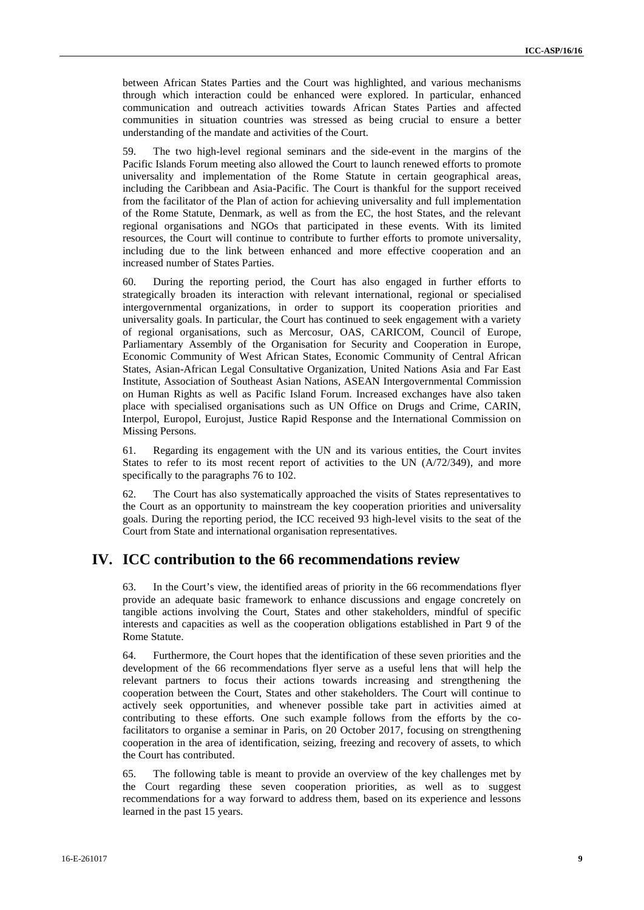between African States Parties and the Court was highlighted, and various mechanisms through which interaction could be enhanced were explored. In particular, enhanced communication and outreach activities towards African States Parties and affected communities in situation countries was stressed as being crucial to ensure a better understanding of the mandate and activities of the Court.

59. The two high-level regional seminars and the side-event in the margins of the Pacific Islands Forum meeting also allowed the Court to launch renewed efforts to promote universality and implementation of the Rome Statute in certain geographical areas, including the Caribbean and Asia-Pacific. The Court is thankful for the support received from the facilitator of the Plan of action for achieving universality and full implementation of the Rome Statute, Denmark, as well as from the EC, the host States, and the relevant regional organisations and NGOs that participated in these events. With its limited resources, the Court will continue to contribute to further efforts to promote universality, including due to the link between enhanced and more effective cooperation and an increased number of States Parties.

60. During the reporting period, the Court has also engaged in further efforts to strategically broaden its interaction with relevant international, regional or specialised intergovernmental organizations, in order to support its cooperation priorities and universality goals. In particular, the Court has continued to seek engagement with a variety of regional organisations, such as Mercosur, OAS, CARICOM, Council of Europe, Parliamentary Assembly of the Organisation for Security and Cooperation in Europe, Economic Community of West African States, Economic Community of Central African States, Asian-African Legal Consultative Organization, United Nations Asia and Far East Institute, Association of Southeast Asian Nations, ASEAN Intergovernmental Commission on Human Rights as well as Pacific Island Forum. Increased exchanges have also taken place with specialised organisations such as UN Office on Drugs and Crime, CARIN, Interpol, Europol, Eurojust, Justice Rapid Response and the International Commission on Missing Persons.

61. Regarding its engagement with the UN and its various entities, the Court invites States to refer to its most recent report of activities to the UN (A/72/349), and more specifically to the paragraphs 76 to 102.

62. The Court has also systematically approached the visits of States representatives to the Court as an opportunity to mainstream the key cooperation priorities and universality goals. During the reporting period, the ICC received 93 high-level visits to the seat of the Court from State and international organisation representatives.

# IV. ICC contribution to the 66 recommendations review

63. In the Court's view, the identified areas of priority in the 66 recommendations flyer provide an adequate basic framework to enhance discussions and engage concretely on tangible actions involving the Court, States and other stakeholders, mindful of specific interests and capacities as well as the cooperation obligations established in Part 9 of the Rome Statute.

64. Furthermore, the Court hopes that the identification of these seven priorities and the development of the 66 recommendations flyer serve as a useful lens that will help the relevant partners to focus their actions towards increasing and strengthening the cooperation between the Court, States and other stakeholders. The Court will continue to actively seek opportunities, and whenever possible take part in activities aimed at contributing to these efforts. One such example follows from the efforts by the co-facilitators to organise a seminar in Paris, on 20 October 2017, focusing on strengthening cooperation in the area of identification, seizing, freezing and recovery of assets, to which the Court has contributed.

65. The following table is meant to provide an overview of the key challenges met by the Court regarding these seven cooperation priorities, as well as to suggest recommendations for a way forward to address them, based on its experience and lessons learned in the past 15 years.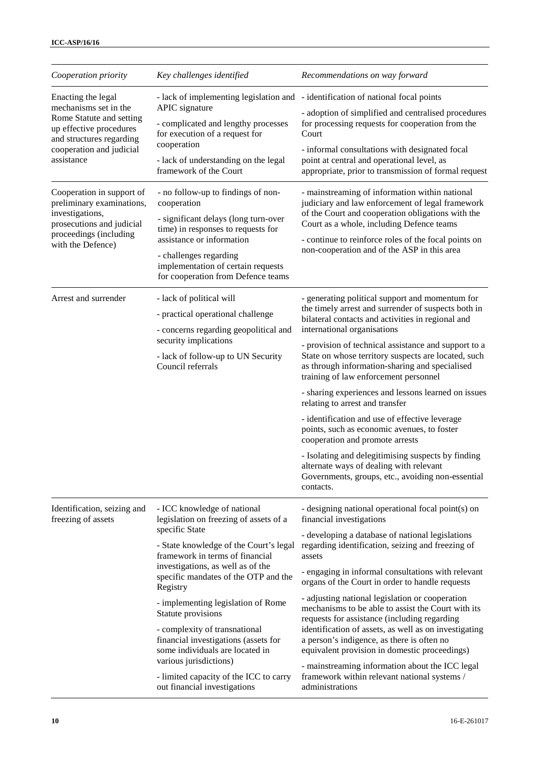| *Cooperation priority* | *Key challenges identified* | *Recommendations on way forward* |
|---|---|---|
| Enacting the legal mechanisms set in the Rome Statute and setting up effective procedures and structures regarding cooperation and judicial assistance | - lack of implementing legislation and APIC signature<br>- complicated and lengthy processes for execution of a request for cooperation<br>- lack of understanding on the legal framework of the Court | - identification of national focal points<br>- adoption of simplified and centralised procedures for processing requests for cooperation from the Court<br>- informal consultations with designated focal point at central and operational level, as appropriate, prior to transmission of formal request |
| Cooperation in support of preliminary examinations, investigations, prosecutions and judicial proceedings (including with the Defence) | - no follow-up to findings of non-cooperation<br>- significant delays (long turn-over time) in responses to requests for assistance or information<br>- challenges regarding implementation of certain requests for cooperation from Defence teams | - mainstreaming of information within national judiciary and law enforcement of legal framework of the Court and cooperation obligations with the Court as a whole, including Defence teams<br>- continue to reinforce roles of the focal points on non-cooperation and of the ASP in this area |
| Arrest and surrender | - lack of political will<br>- practical operational challenge<br>- concerns regarding geopolitical and security implications<br>- lack of follow-up to UN Security Council referrals | - generating political support and momentum for the timely arrest and surrender of suspects both in bilateral contacts and activities in regional and international organisations<br>- provision of technical assistance and support to a State on whose territory suspects are located, such as through information-sharing and specialised training of law enforcement personnel<br>- sharing experiences and lessons learned on issues relating to arrest and transfer<br>- identification and use of effective leverage points, such as economic avenues, to foster cooperation and promote arrests<br>- Isolating and delegitimising suspects by finding alternate ways of dealing with relevant Governments, groups, etc., avoiding non-essential contacts. |
| Identification, seizing and freezing of assets | - ICC knowledge of national legislation on freezing of assets of a specific State<br>- State knowledge of the Court's legal framework in terms of financial investigations, as well as of the specific mandates of the OTP and the Registry<br>- implementing legislation of Rome Statute provisions<br>- complexity of transnational financial investigations (assets for some individuals are located in various jurisdictions)<br>- limited capacity of the ICC to carry out financial investigations | - designing national operational focal point(s) on financial investigations<br>- developing a database of national legislations regarding identification, seizing and freezing of assets<br>- engaging in informal consultations with relevant organs of the Court in order to handle requests<br>- adjusting national legislation or cooperation mechanisms to be able to assist the Court with its requests for assistance (including regarding identification of assets, as well as on investigating a person's indigence, as there is often no equivalent provision in domestic proceedings)<br>- mainstreaming information about the ICC legal framework within relevant national systems / administrations |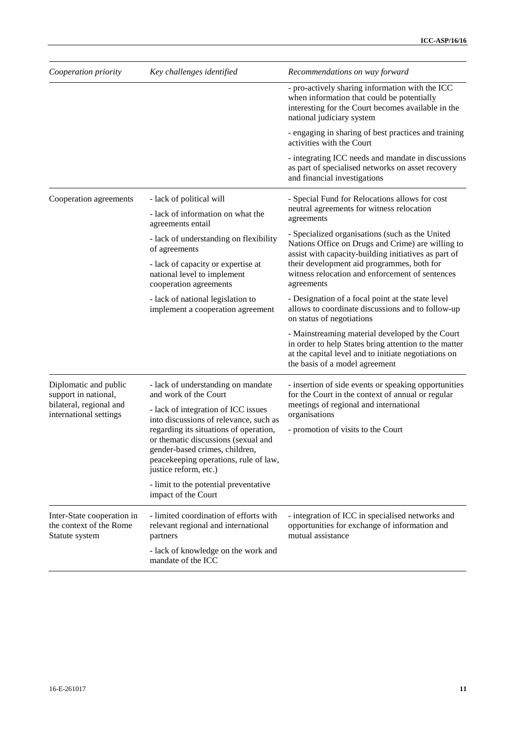| *Cooperation priority* | *Key challenges identified* | *Recommendations on way forward* |
|---|---|---|
| | | - pro-actively sharing information with the ICC when information that could be potentially interesting for the Court becomes available in the national judiciary system<br><br>- engaging in sharing of best practices and training activities with the Court<br><br>- integrating ICC needs and mandate in discussions as part of specialised networks on asset recovery and financial investigations |
| Cooperation agreements | - lack of political will<br><br>- lack of information on what the agreements entail<br><br>- lack of understanding on flexibility of agreements<br><br>- lack of capacity or expertise at national level to implement cooperation agreements<br><br>- lack of national legislation to implement a cooperation agreement | - Special Fund for Relocations allows for cost neutral agreements for witness relocation agreements<br><br>- Specialized organisations (such as the United Nations Office on Drugs and Crime) are willing to assist with capacity-building initiatives as part of their development aid programmes, both for witness relocation and enforcement of sentences agreements<br><br>- Designation of a focal point at the state level allows to coordinate discussions and to follow-up on status of negotiations<br><br>- Mainstreaming material developed by the Court in order to help States bring attention to the matter at the capital level and to initiate negotiations on the basis of a model agreement |
| Diplomatic and public support in national, bilateral, regional and international settings | - lack of understanding on mandate and work of the Court<br><br>- lack of integration of ICC issues into discussions of relevance, such as regarding its situations of operation, or thematic discussions (sexual and gender-based crimes, children, peacekeeping operations, rule of law, justice reform, etc.)<br><br>- limit to the potential preventative impact of the Court | - insertion of side events or speaking opportunities for the Court in the context of annual or regular meetings of regional and international organisations<br><br>- promotion of visits to the Court |
| Inter-State cooperation in the context of the Rome Statute system | - limited coordination of efforts with relevant regional and international partners<br><br>- lack of knowledge on the work and mandate of the ICC | - integration of ICC in specialised networks and opportunities for exchange of information and mutual assistance |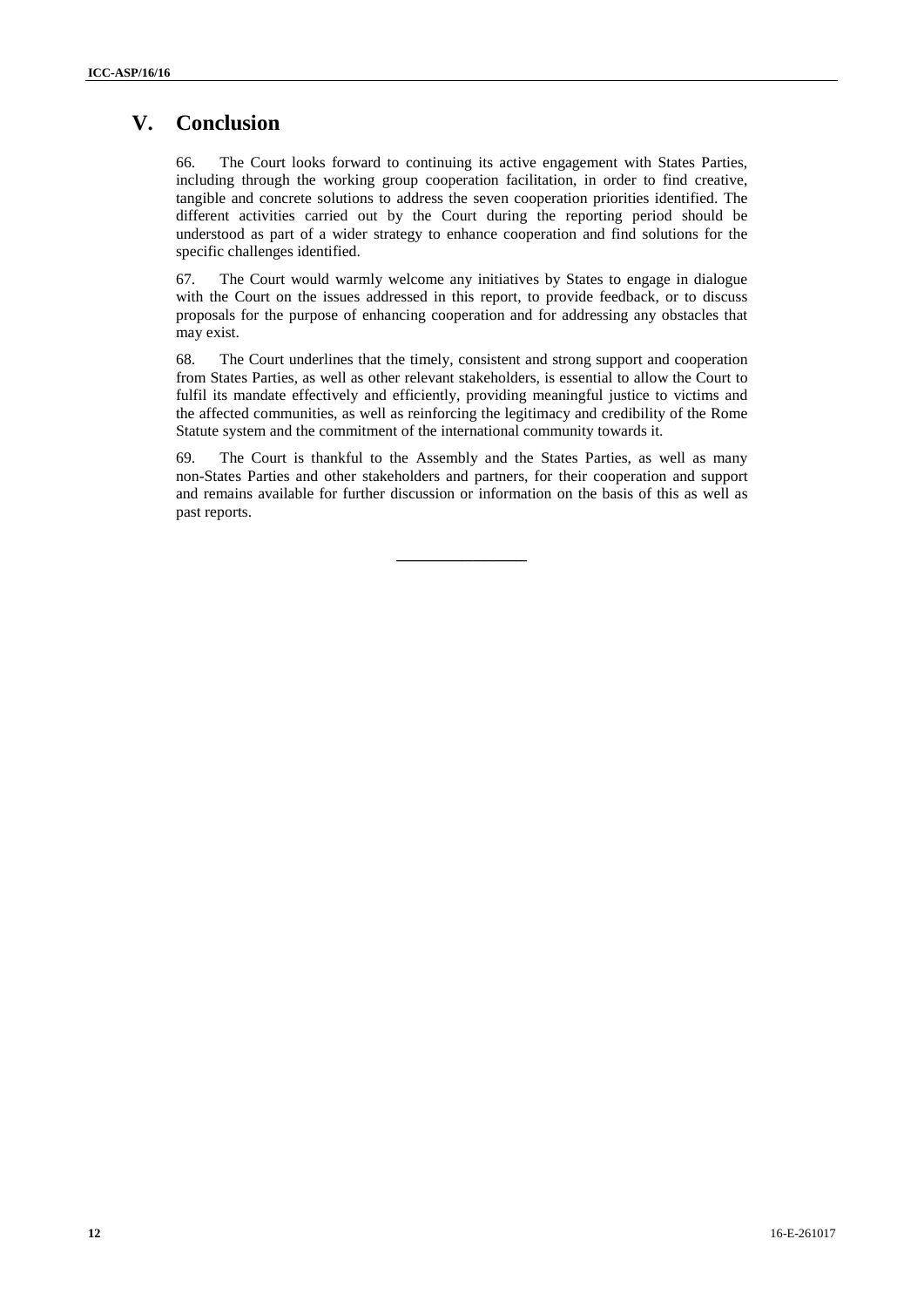# V. Conclusion

66. The Court looks forward to continuing its active engagement with States Parties, including through the working group cooperation facilitation, in order to find creative, tangible and concrete solutions to address the seven cooperation priorities identified. The different activities carried out by the Court during the reporting period should be understood as part of a wider strategy to enhance cooperation and find solutions for the specific challenges identified.

67. The Court would warmly welcome any initiatives by States to engage in dialogue with the Court on the issues addressed in this report, to provide feedback, or to discuss proposals for the purpose of enhancing cooperation and for addressing any obstacles that may exist.

68. The Court underlines that the timely, consistent and strong support and cooperation from States Parties, as well as other relevant stakeholders, is essential to allow the Court to fulfil its mandate effectively and efficiently, providing meaningful justice to victims and the affected communities, as well as reinforcing the legitimacy and credibility of the Rome Statute system and the commitment of the international community towards it.

69. The Court is thankful to the Assembly and the States Parties, as well as many non-States Parties and other stakeholders and partners, for their cooperation and support and remains available for further discussion or information on the basis of this as well as past reports.

---